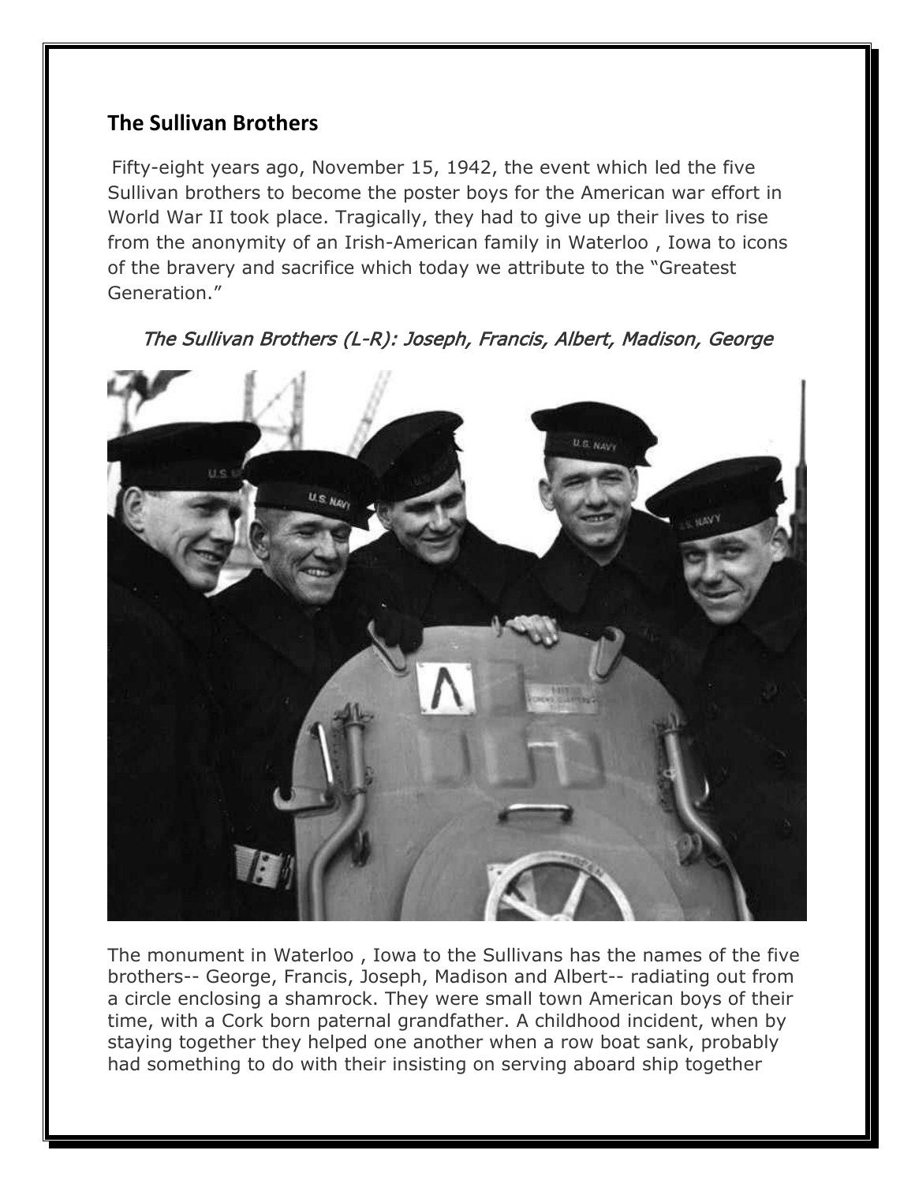## The Sullivan Brothers

Fifty-eight years ago, November 15, 1942, the event which led the five Sullivan brothers to become the poster boys for the American war effort in World War II took place. Tragically, they had to give up their lives to rise from the anonymity of an Irish-American family in Waterloo , Iowa to icons of the bravery and sacrifice which today we attribute to the "Greatest Generation."

*The Sullivan Brothers (L-R): Joseph, Francis, Albert, Madison, George*

The monument in Waterloo , Iowa to the Sullivans has the names of the five brothers-- George, Francis, Joseph, Madison and Albert-- radiating out from a circle enclosing a shamrock. They were small town American boys of their time, with a Cork born paternal grandfather. A childhood incident, when by staying together they helped one another when a row boat sank, probably had something to do with their insisting on serving aboard ship together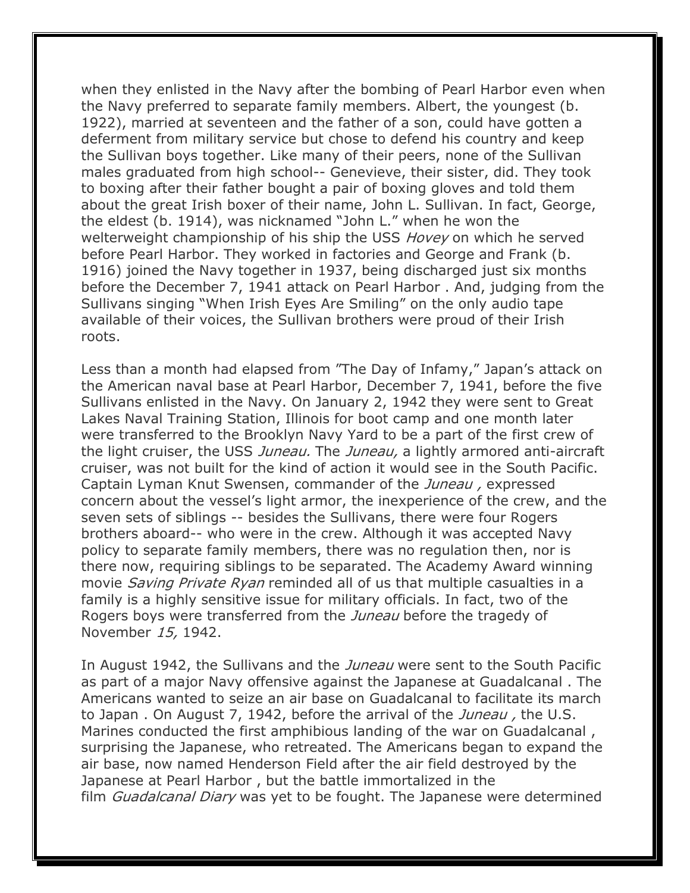when they enlisted in the Navy after the bombing of Pearl Harbor even when the Navy preferred to separate family members. Albert, the youngest (b. 1922), married at seventeen and the father of a son, could have gotten a deferment from military service but chose to defend his country and keep the Sullivan boys together. Like many of their peers, none of the Sullivan males graduated from high school-- Genevieve, their sister, did. They took to boxing after their father bought a pair of boxing gloves and told them about the great Irish boxer of their name, John L. Sullivan. In fact, George, the eldest (b. 1914), was nicknamed "John L." when he won the welterweight championship of his ship the USS *Hovey* on which he served before Pearl Harbor. They worked in factories and George and Frank (b. 1916) joined the Navy together in 1937, being discharged just six months before the December 7, 1941 attack on Pearl Harbor . And, judging from the Sullivans singing "When Irish Eyes Are Smiling" on the only audio tape available of their voices, the Sullivan brothers were proud of their Irish roots.

Less than a month had elapsed from "The Day of Infamy," Japan's attack on the American naval base at Pearl Harbor, December 7, 1941, before the five Sullivans enlisted in the Navy. On January 2, 1942 they were sent to Great Lakes Naval Training Station, Illinois for boot camp and one month later were transferred to the Brooklyn Navy Yard to be a part of the first crew of the light cruiser, the USS *Juneau.* The *Juneau,* a lightly armored anti-aircraft cruiser, was not built for the kind of action it would see in the South Pacific. Captain Lyman Knut Swensen, commander of the *Juneau ,* expressed concern about the vessel's light armor, the inexperience of the crew, and the seven sets of siblings -- besides the Sullivans, there were four Rogers brothers aboard-- who were in the crew. Although it was accepted Navy policy to separate family members, there was no regulation then, nor is there now, requiring siblings to be separated. The Academy Award winning movie *Saving Private Ryan* reminded all of us that multiple casualties in a family is a highly sensitive issue for military officials. In fact, two of the Rogers boys were transferred from the *Juneau* before the tragedy of November *15,* 1942.

In August 1942, the Sullivans and the *Juneau* were sent to the South Pacific as part of a major Navy offensive against the Japanese at Guadalcanal . The Americans wanted to seize an air base on Guadalcanal to facilitate its march to Japan . On August 7, 1942, before the arrival of the *Juneau ,* the U.S. Marines conducted the first amphibious landing of the war on Guadalcanal , surprising the Japanese, who retreated. The Americans began to expand the air base, now named Henderson Field after the air field destroyed by the Japanese at Pearl Harbor , but the battle immortalized in the film *Guadalcanal Diary* was yet to be fought. The Japanese were determined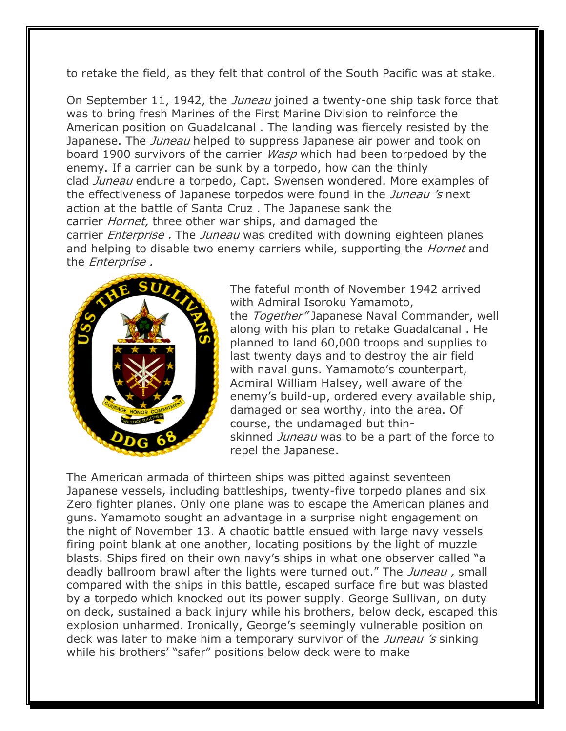to retake the field, as they felt that control of the South Pacific was at stake.

On September 11, 1942, the *Juneau* joined a twenty-one ship task force that was to bring fresh Marines of the First Marine Division to reinforce the American position on Guadalcanal . The landing was fiercely resisted by the Japanese. The *Juneau* helped to suppress Japanese air power and took on board 1900 survivors of the carrier *Wasp* which had been torpedoed by the enemy. If a carrier can be sunk by a torpedo, how can the thinly clad *Juneau* endure a torpedo, Capt. Swensen wondered. More examples of the effectiveness of Japanese torpedos were found in the *Juneau 's* next action at the battle of Santa Cruz . The Japanese sank the carrier *Hornet,* three other war ships, and damaged the carrier *Enterprise .* The *Juneau* was credited with downing eighteen planes and helping to disable two enemy carriers while, supporting the *Hornet* and the *Enterprise .*

The fateful month of November 1942 arrived with Admiral Isoroku Yamamoto, the *Together"* Japanese Naval Commander, well along with his plan to retake Guadalcanal . He planned to land 60,000 troops and supplies to last twenty days and to destroy the air field with naval guns. Yamamoto's counterpart, Admiral William Halsey, well aware of the enemy's build-up, ordered every available ship, damaged or sea worthy, into the area. Of course, the undamaged but thin-skinned *Juneau* was to be a part of the force to repel the Japanese.

The American armada of thirteen ships was pitted against seventeen Japanese vessels, including battleships, twenty-five torpedo planes and six Zero fighter planes. Only one plane was to escape the American planes and guns. Yamamoto sought an advantage in a surprise night engagement on the night of November 13. A chaotic battle ensued with large navy vessels firing point blank at one another, locating positions by the light of muzzle blasts. Ships fired on their own navy's ships in what one observer called "a deadly ballroom brawl after the lights were turned out." The *Juneau ,* small compared with the ships in this battle, escaped surface fire but was blasted by a torpedo which knocked out its power supply. George Sullivan, on duty on deck, sustained a back injury while his brothers, below deck, escaped this explosion unharmed. Ironically, George's seemingly vulnerable position on deck was later to make him a temporary survivor of the *Juneau 's* sinking while his brothers' "safer" positions below deck were to make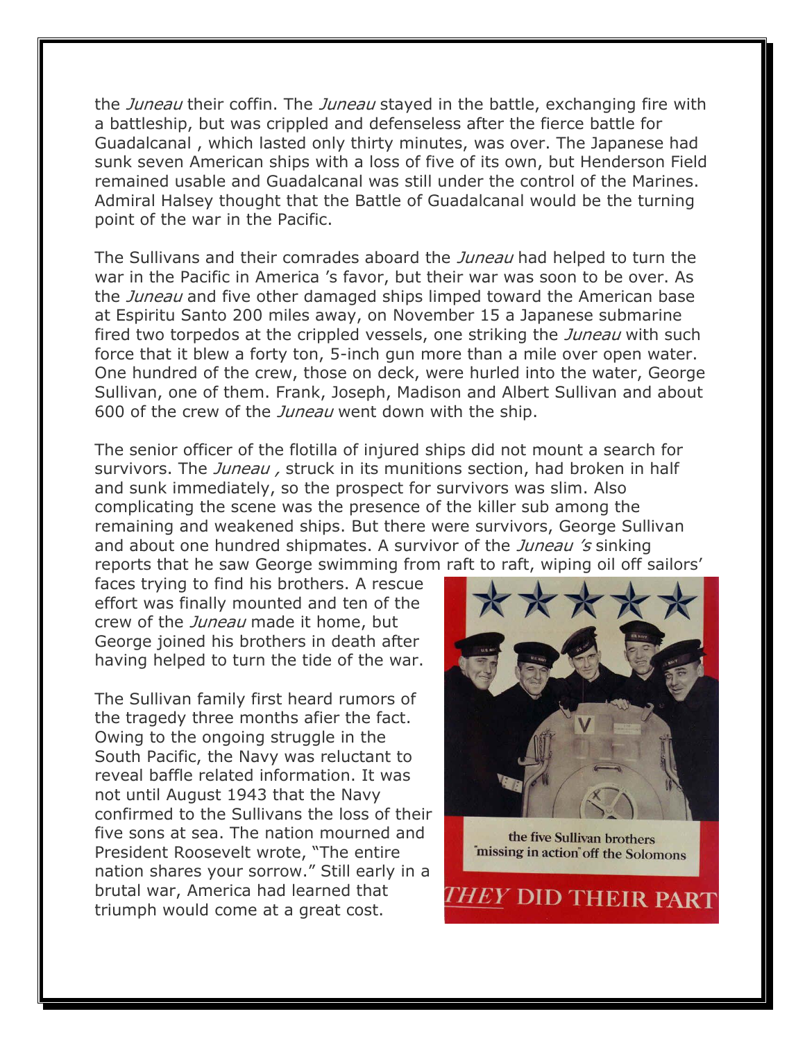the *Juneau* their coffin. The *Juneau* stayed in the battle, exchanging fire with a battleship, but was crippled and defenseless after the fierce battle for Guadalcanal , which lasted only thirty minutes, was over. The Japanese had sunk seven American ships with a loss of five of its own, but Henderson Field remained usable and Guadalcanal was still under the control of the Marines. Admiral Halsey thought that the Battle of Guadalcanal would be the turning point of the war in the Pacific.

The Sullivans and their comrades aboard the *Juneau* had helped to turn the war in the Pacific in America 's favor, but their war was soon to be over. As the *Juneau* and five other damaged ships limped toward the American base at Espiritu Santo 200 miles away, on November 15 a Japanese submarine fired two torpedos at the crippled vessels, one striking the *Juneau* with such force that it blew a forty ton, 5-inch gun more than a mile over open water. One hundred of the crew, those on deck, were hurled into the water, George Sullivan, one of them. Frank, Joseph, Madison and Albert Sullivan and about 600 of the crew of the *Juneau* went down with the ship.

The senior officer of the flotilla of injured ships did not mount a search for survivors. The *Juneau ,* struck in its munitions section, had broken in half and sunk immediately, so the prospect for survivors was slim. Also complicating the scene was the presence of the killer sub among the remaining and weakened ships. But there were survivors, George Sullivan and about one hundred shipmates. A survivor of the *Juneau 's* sinking reports that he saw George swimming from raft to raft, wiping oil off sailors' faces trying to find his brothers. A rescue effort was finally mounted and ten of the crew of the *Juneau* made it home, but George joined his brothers in death after having helped to turn the tide of the war.

The Sullivan family first heard rumors of the tragedy three months afier the fact. Owing to the ongoing struggle in the South Pacific, the Navy was reluctant to reveal baffle related information. It was not until August 1943 that the Navy confirmed to the Sullivans the loss of their five sons at sea. The nation mourned and President Roosevelt wrote, "The entire nation shares your sorrow." Still early in a brutal war, America had learned that triumph would come at a great cost.

the five Sullivan brothers "missing in action" off the Solomons

*THEY* DID THEIR PART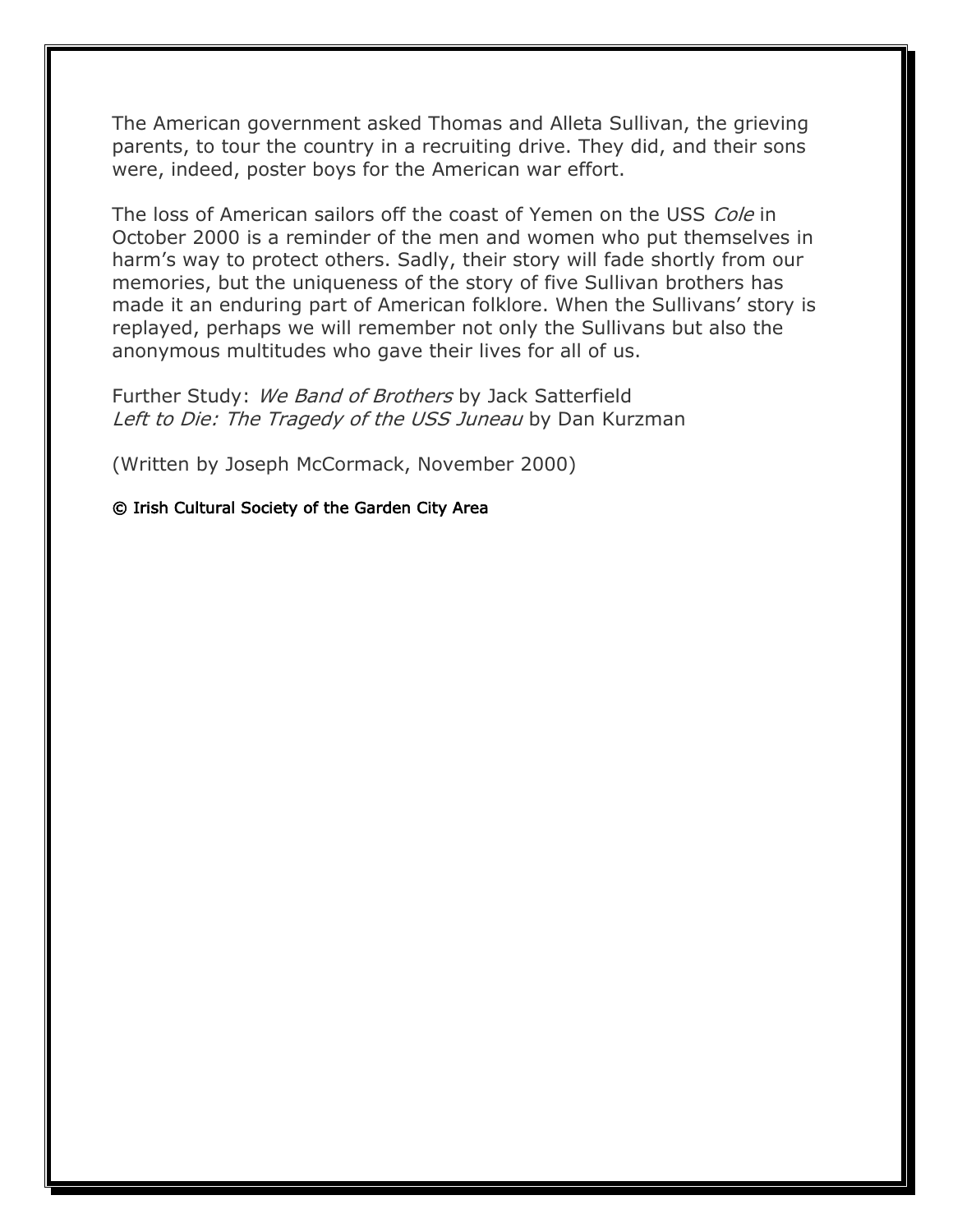The American government asked Thomas and Alleta Sullivan, the grieving parents, to tour the country in a recruiting drive. They did, and their sons were, indeed, poster boys for the American war effort.

The loss of American sailors off the coast of Yemen on the USS *Cole* in October 2000 is a reminder of the men and women who put themselves in harm's way to protect others. Sadly, their story will fade shortly from our memories, but the uniqueness of the story of five Sullivan brothers has made it an enduring part of American folklore. When the Sullivans' story is replayed, perhaps we will remember not only the Sullivans but also the anonymous multitudes who gave their lives for all of us.

Further Study: *We Band of Brothers* by Jack Satterfield
*Left to Die: The Tragedy of the USS Juneau* by Dan Kurzman

(Written by Joseph McCormack, November 2000)

© Irish Cultural Society of the Garden City Area